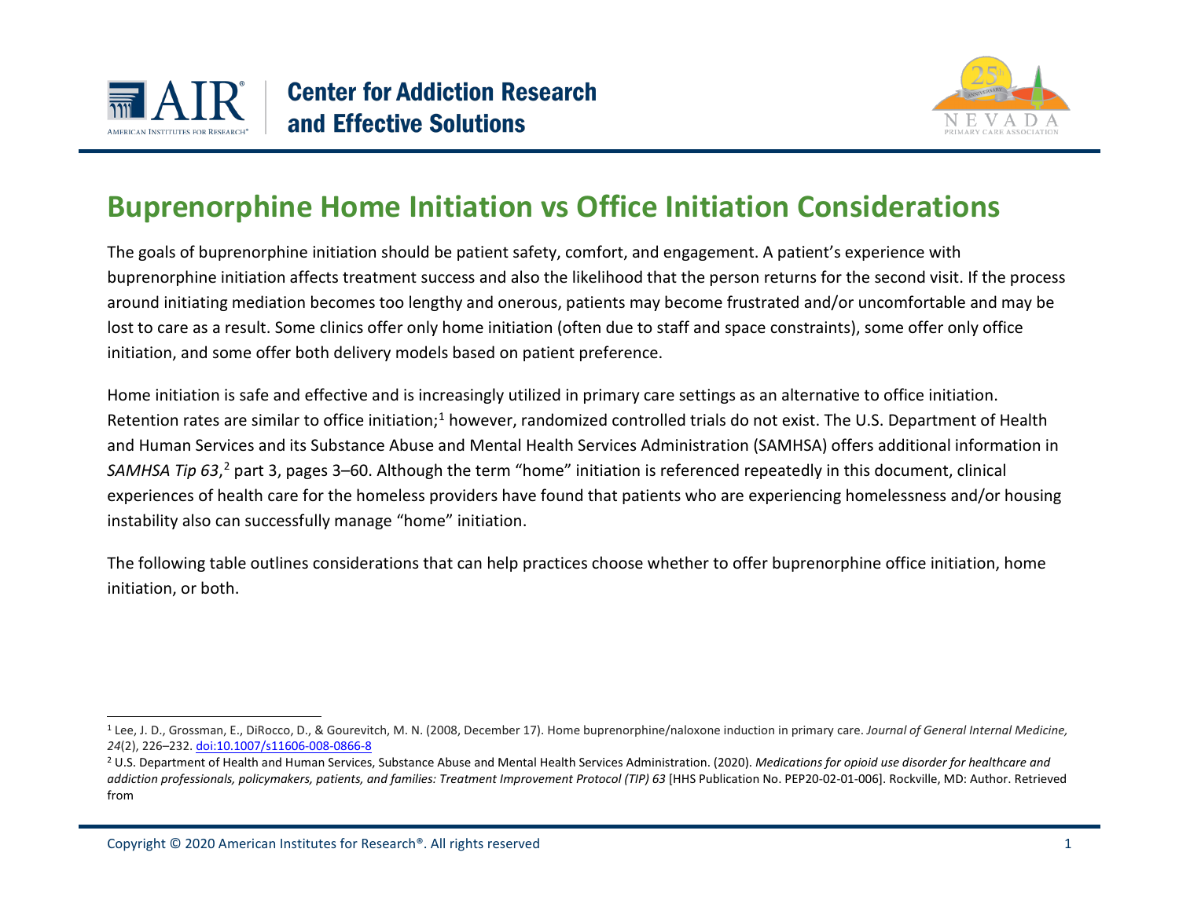Center for Addiction Research and Effective Solutions

# Buprenorphine Home Initiation vs Office Initiation Considerations

The goals of buprenorphine initiation should be patient safety, comfort, and engagement. A patient's experience with buprenorphine initiation affects treatment success and also the likelihood that the person returns for the second visit. If the process around initiating mediation becomes too lengthy and onerous, patients may become frustrated and/or uncomfortable and may be lost to care as a result. Some clinics offer only home initiation (often due to staff and space constraints), some offer only office initiation, and some offer both delivery models based on patient preference.

Home initiation is safe and effective and is increasingly utilized in primary care settings as an alternative to office initiation. Retention rates are similar to office initiation;[1] however, randomized controlled trials do not exist. The U.S. Department of Health and Human Services and its Substance Abuse and Mental Health Services Administration (SAMHSA) offers additional information in *SAMHSA Tip 63*,[2] part 3, pages 3–60. Although the term "home" initiation is referenced repeatedly in this document, clinical experiences of health care for the homeless providers have found that patients who are experiencing homelessness and/or housing instability also can successfully manage "home" initiation.

The following table outlines considerations that can help practices choose whether to offer buprenorphine office initiation, home initiation, or both.

---

[1] Lee, J. D., Grossman, E., DiRocco, D., & Gourevitch, M. N. (2008, December 17). Home buprenorphine/naloxone induction in primary care. *Journal of General Internal Medicine, 24*(2), 226–232. doi:10.1007/s11606-008-0866-8

[2] U.S. Department of Health and Human Services, Substance Abuse and Mental Health Services Administration. (2020). *Medications for opioid use disorder for healthcare and addiction professionals, policymakers, patients, and families: Treatment Improvement Protocol (TIP) 63* [HHS Publication No. PEP20-02-01-006]. Rockville, MD: Author. Retrieved from

Copyright © 2020 American Institutes for Research®. All rights reserved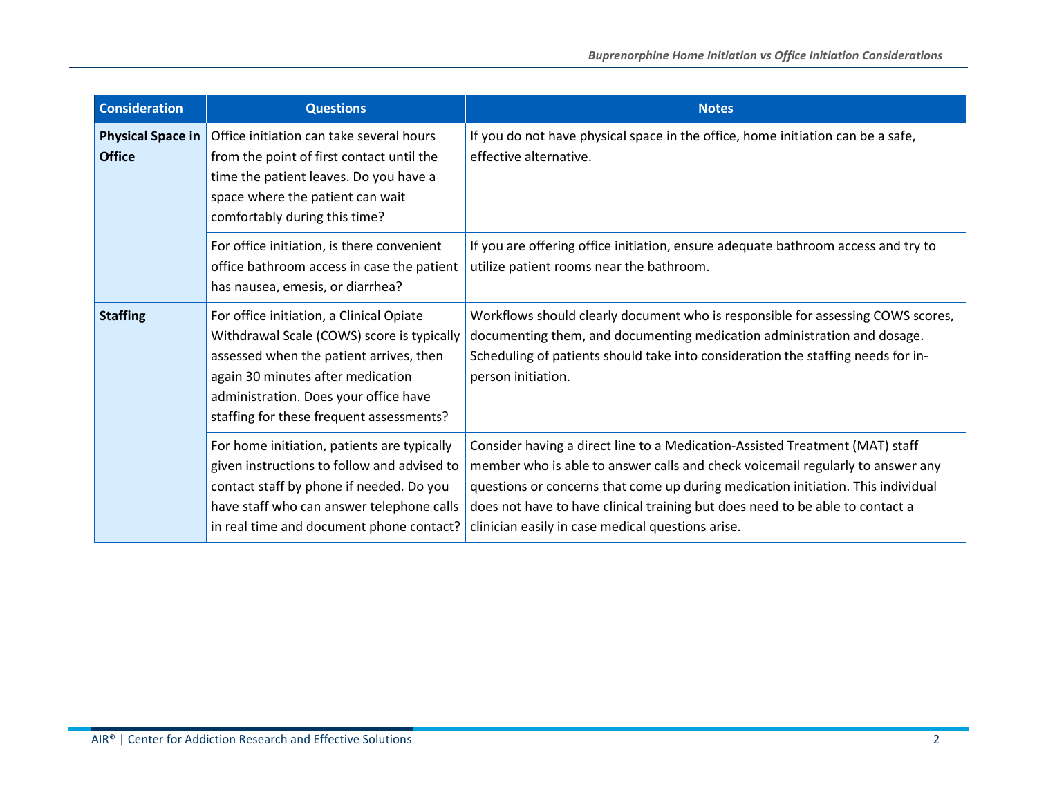| Consideration | Questions | Notes |
| --- | --- | --- |
| **Physical Space in Office** | Office initiation can take several hours from the point of first contact until the time the patient leaves. Do you have a space where the patient can wait comfortably during this time? | If you do not have physical space in the office, home initiation can be a safe, effective alternative. |
| | For office initiation, is there convenient office bathroom access in case the patient has nausea, emesis, or diarrhea? | If you are offering office initiation, ensure adequate bathroom access and try to utilize patient rooms near the bathroom. |
| **Staffing** | For office initiation, a Clinical Opiate Withdrawal Scale (COWS) score is typically assessed when the patient arrives, then again 30 minutes after medication administration. Does your office have staffing for these frequent assessments? | Workflows should clearly document who is responsible for assessing COWS scores, documenting them, and documenting medication administration and dosage. Scheduling of patients should take into consideration the staffing needs for in-person initiation. |
| | For home initiation, patients are typically given instructions to follow and advised to contact staff by phone if needed. Do you have staff who can answer telephone calls in real time and document phone contact? | Consider having a direct line to a Medication-Assisted Treatment (MAT) staff member who is able to answer calls and check voicemail regularly to answer any questions or concerns that come up during medication initiation. This individual does not have to have clinical training but does need to be able to contact a clinician easily in case medical questions arise. |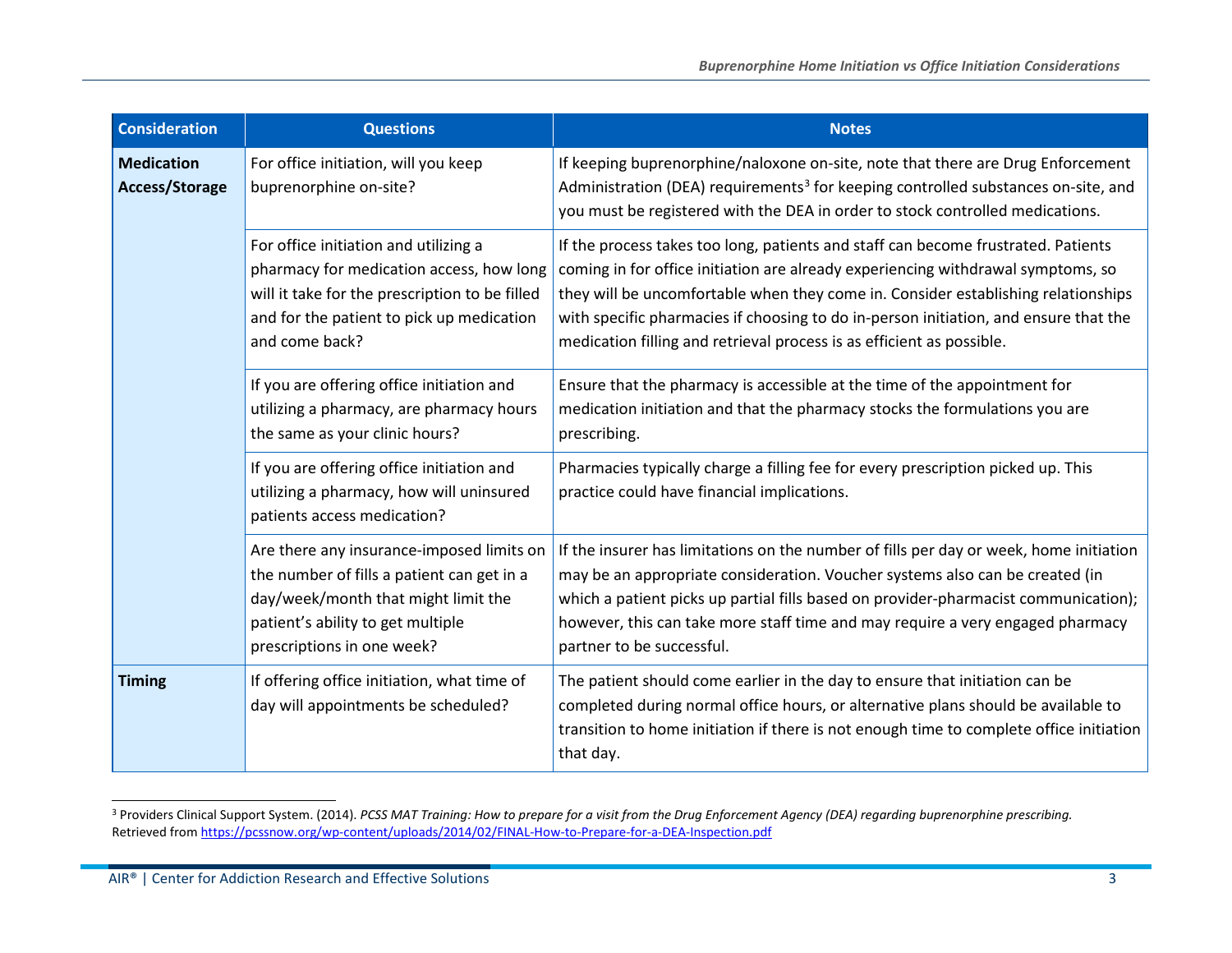| Consideration | Questions | Notes |
|---|---|---|
| **Medication Access/Storage** | For office initiation, will you keep buprenorphine on-site? | If keeping buprenorphine/naloxone on-site, note that there are Drug Enforcement Administration (DEA) requirements[3] for keeping controlled substances on-site, and you must be registered with the DEA in order to stock controlled medications. |
| | For office initiation and utilizing a pharmacy for medication access, how long will it take for the prescription to be filled and for the patient to pick up medication and come back? | If the process takes too long, patients and staff can become frustrated. Patients coming in for office initiation are already experiencing withdrawal symptoms, so they will be uncomfortable when they come in. Consider establishing relationships with specific pharmacies if choosing to do in-person initiation, and ensure that the medication filling and retrieval process is as efficient as possible. |
| | If you are offering office initiation and utilizing a pharmacy, are pharmacy hours the same as your clinic hours? | Ensure that the pharmacy is accessible at the time of the appointment for medication initiation and that the pharmacy stocks the formulations you are prescribing. |
| | If you are offering office initiation and utilizing a pharmacy, how will uninsured patients access medication? | Pharmacies typically charge a filling fee for every prescription picked up. This practice could have financial implications. |
| | Are there any insurance-imposed limits on the number of fills a patient can get in a day/week/month that might limit the patient's ability to get multiple prescriptions in one week? | If the insurer has limitations on the number of fills per day or week, home initiation may be an appropriate consideration. Voucher systems also can be created (in which a patient picks up partial fills based on provider-pharmacist communication); however, this can take more staff time and may require a very engaged pharmacy partner to be successful. |
| **Timing** | If offering office initiation, what time of day will appointments be scheduled? | The patient should come earlier in the day to ensure that initiation can be completed during normal office hours, or alternative plans should be available to transition to home initiation if there is not enough time to complete office initiation that day. |

[3] Providers Clinical Support System. (2014). *PCSS MAT Training: How to prepare for a visit from the Drug Enforcement Agency (DEA) regarding buprenorphine prescribing.* Retrieved from https://pcssnow.org/wp-content/uploads/2014/02/FINAL-How-to-Prepare-for-a-DEA-Inspection.pdf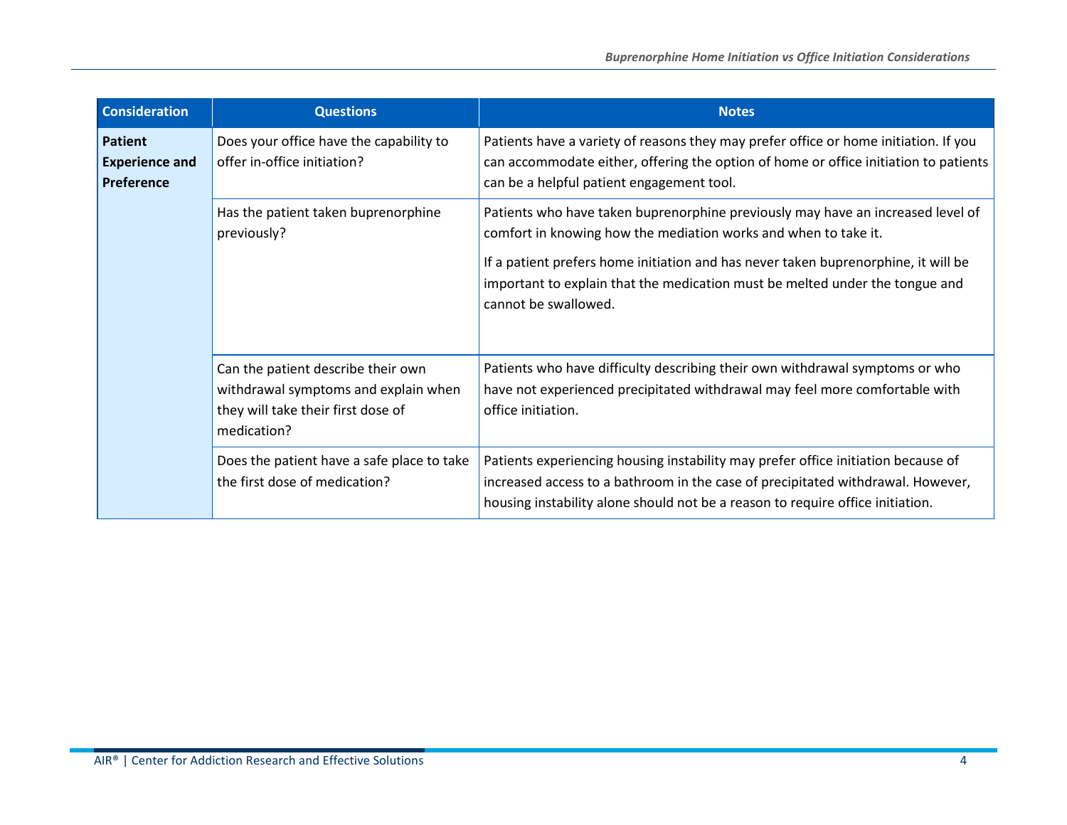| Consideration | Questions | Notes |
|---|---|---|
| **Patient Experience and Preference** | Does your office have the capability to offer in-office initiation? | Patients have a variety of reasons they may prefer office or home initiation. If you can accommodate either, offering the option of home or office initiation to patients can be a helpful patient engagement tool. |
| | Has the patient taken buprenorphine previously? | Patients who have taken buprenorphine previously may have an increased level of comfort in knowing how the mediation works and when to take it.<br><br>If a patient prefers home initiation and has never taken buprenorphine, it will be important to explain that the medication must be melted under the tongue and cannot be swallowed. |
| | Can the patient describe their own withdrawal symptoms and explain when they will take their first dose of medication? | Patients who have difficulty describing their own withdrawal symptoms or who have not experienced precipitated withdrawal may feel more comfortable with office initiation. |
| | Does the patient have a safe place to take the first dose of medication? | Patients experiencing housing instability may prefer office initiation because of increased access to a bathroom in the case of precipitated withdrawal. However, housing instability alone should not be a reason to require office initiation. |